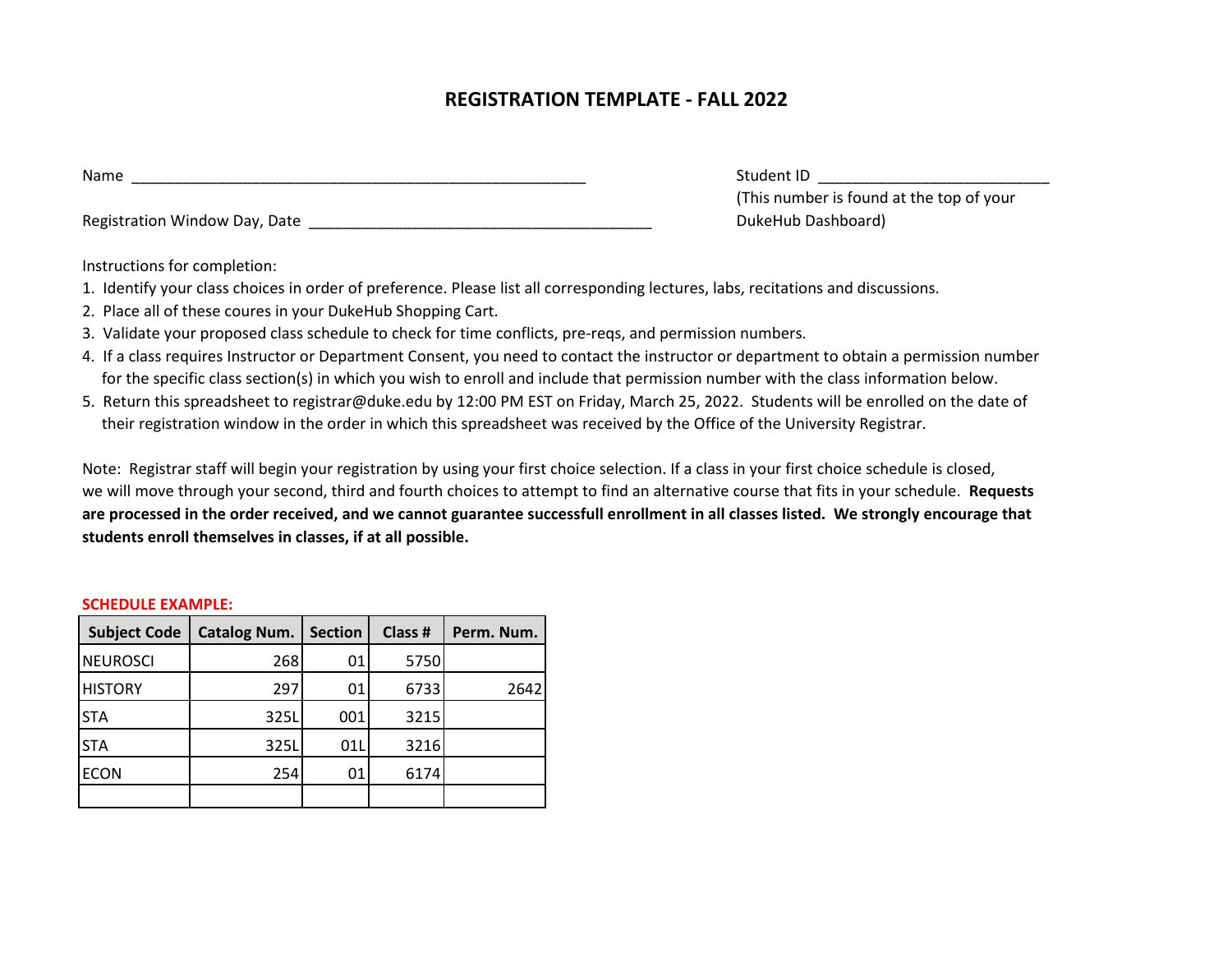# REGISTRATION TEMPLATE - FALL 2022

Name ______________________________________________________

Student ID __________________________
(This number is found at the top of your DukeHub Dashboard)

Registration Window Day, Date ________________________________________

Instructions for completion:

1. Identify your class choices in order of preference. Please list all corresponding lectures, labs, recitations and discussions.
2. Place all of these coures in your DukeHub Shopping Cart.
3. Validate your proposed class schedule to check for time conflicts, pre-reqs, and permission numbers.
4. If a class requires Instructor or Department Consent, you need to contact the instructor or department to obtain a permission number for the specific class section(s) in which you wish to enroll and include that permission number with the class information below.
5. Return this spreadsheet to registrar@duke.edu by 12:00 PM EST on Friday, March 25, 2022. Students will be enrolled on the date of their registration window in the order in which this spreadsheet was received by the Office of the University Registrar.

Note: Registrar staff will begin your registration by using your first choice selection. If a class in your first choice schedule is closed, we will move through your second, third and fourth choices to attempt to find an alternative course that fits in your schedule. **Requests are processed in the order received, and we cannot guarantee successfull enrollment in all classes listed. We strongly encourage that students enroll themselves in classes, if at all possible.**

**SCHEDULE EXAMPLE:**

| Subject Code | Catalog Num. | Section | Class # | Perm. Num. |
|---|---|---|---|---|
| NEUROSCI | 268 | 01 | 5750 | |
| HISTORY | 297 | 01 | 6733 | 2642 |
| STA | 325L | 001 | 3215 | |
| STA | 325L | 01L | 3216 | |
| ECON | 254 | 01 | 6174 | |
| | | | | |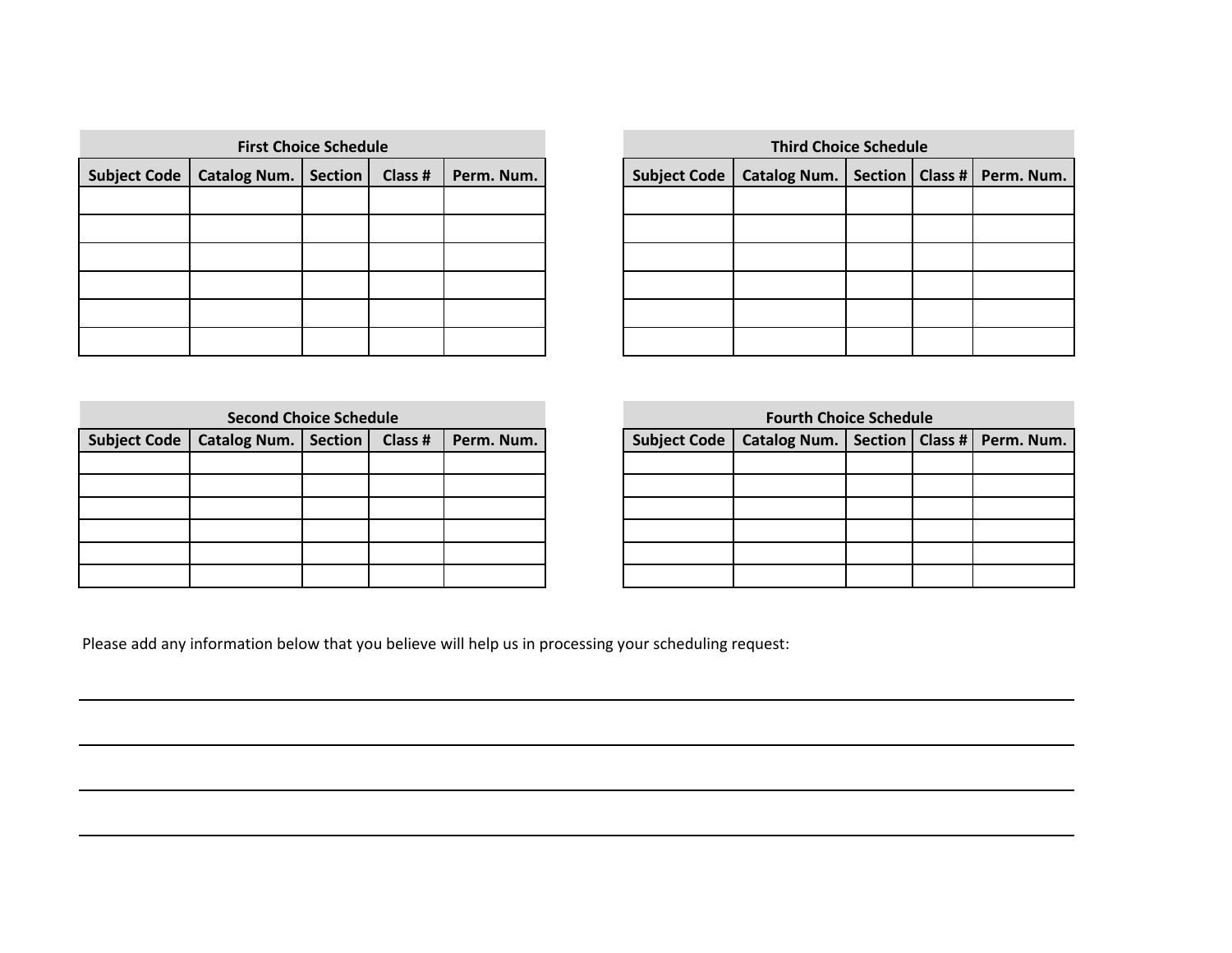| First Choice Schedule | | | | |
|---|---|---|---|---|
| Subject Code | Catalog Num. | Section | Class # | Perm. Num. |
| | | | | |
| | | | | |
| | | | | |
| | | | | |
| | | | | |
| | | | | |

| Second Choice Schedule | | | | |
|---|---|---|---|---|
| Subject Code | Catalog Num. | Section | Class # | Perm. Num. |
| | | | | |
| | | | | |
| | | | | |
| | | | | |
| | | | | |
| | | | | |

| Third Choice Schedule | | | | |
|---|---|---|---|---|
| Subject Code | Catalog Num. | Section | Class # | Perm. Num. |
| | | | | |
| | | | | |
| | | | | |
| | | | | |
| | | | | |
| | | | | |

| Fourth Choice Schedule | | | | |
|---|---|---|---|---|
| Subject Code | Catalog Num. | Section | Class # | Perm. Num. |
| | | | | |
| | | | | |
| | | | | |
| | | | | |
| | | | | |
| | | | | |

Please add any information below that you believe will help us in processing your scheduling request:

______________________________________________________________________________

______________________________________________________________________________

______________________________________________________________________________

______________________________________________________________________________